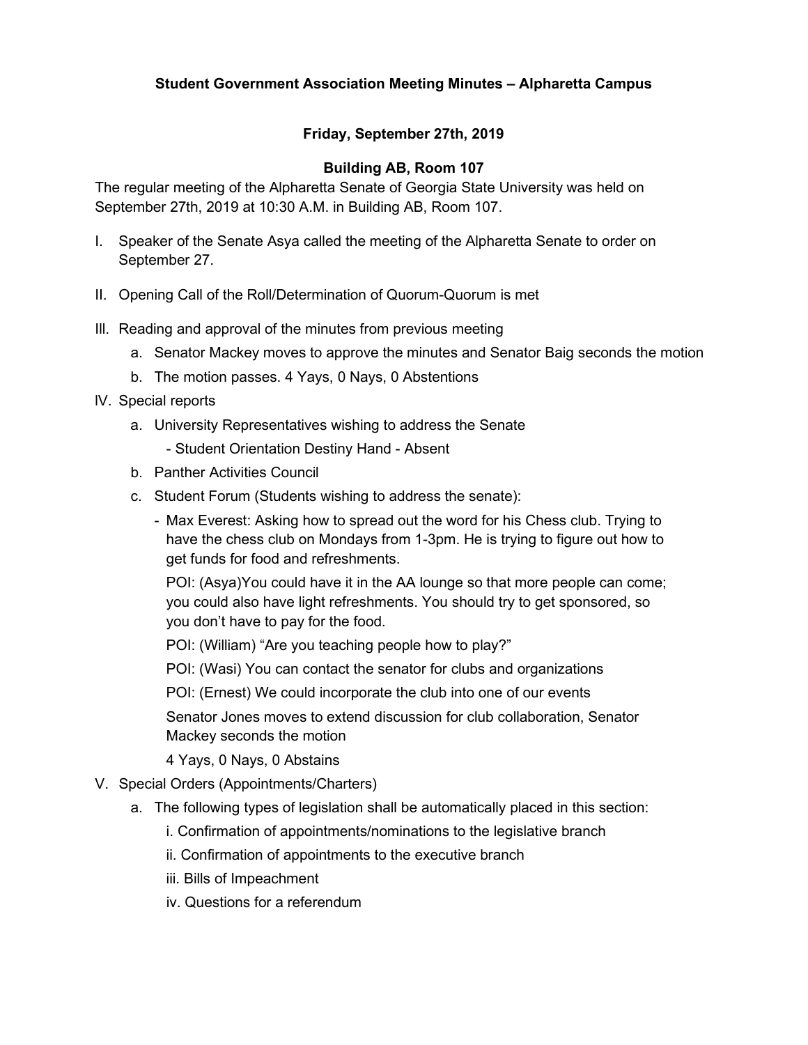**Student Government Association Meeting Minutes – Alpharetta Campus**

**Friday, September 27th, 2019**

**Building AB, Room 107**

The regular meeting of the Alpharetta Senate of Georgia State University was held on September 27th, 2019 at 10:30 A.M. in Building AB, Room 107.

I. Speaker of the Senate Asya called the meeting of the Alpharetta Senate to order on September 27.

II. Opening Call of the Roll/Determination of Quorum-Quorum is met

III. Reading and approval of the minutes from previous meeting
   a. Senator Mackey moves to approve the minutes and Senator Baig seconds the motion
   b. The motion passes. 4 Yays, 0 Nays, 0 Abstentions

IV. Special reports
   a. University Representatives wishing to address the Senate
      - Student Orientation Destiny Hand - Absent
   b. Panther Activities Council
   c. Student Forum (Students wishing to address the senate):
      - Max Everest: Asking how to spread out the word for his Chess club. Trying to have the chess club on Mondays from 1-3pm. He is trying to figure out how to get funds for food and refreshments.

        POI: (Asya)You could have it in the AA lounge so that more people can come; you could also have light refreshments. You should try to get sponsored, so you don't have to pay for the food.

        POI: (William) "Are you teaching people how to play?"

        POI: (Wasi) You can contact the senator for clubs and organizations

        POI: (Ernest) We could incorporate the club into one of our events

        Senator Jones moves to extend discussion for club collaboration, Senator Mackey seconds the motion

        4 Yays, 0 Nays, 0 Abstains

V. Special Orders (Appointments/Charters)
   a. The following types of legislation shall be automatically placed in this section:
      i. Confirmation of appointments/nominations to the legislative branch
      ii. Confirmation of appointments to the executive branch
      iii. Bills of Impeachment
      iv. Questions for a referendum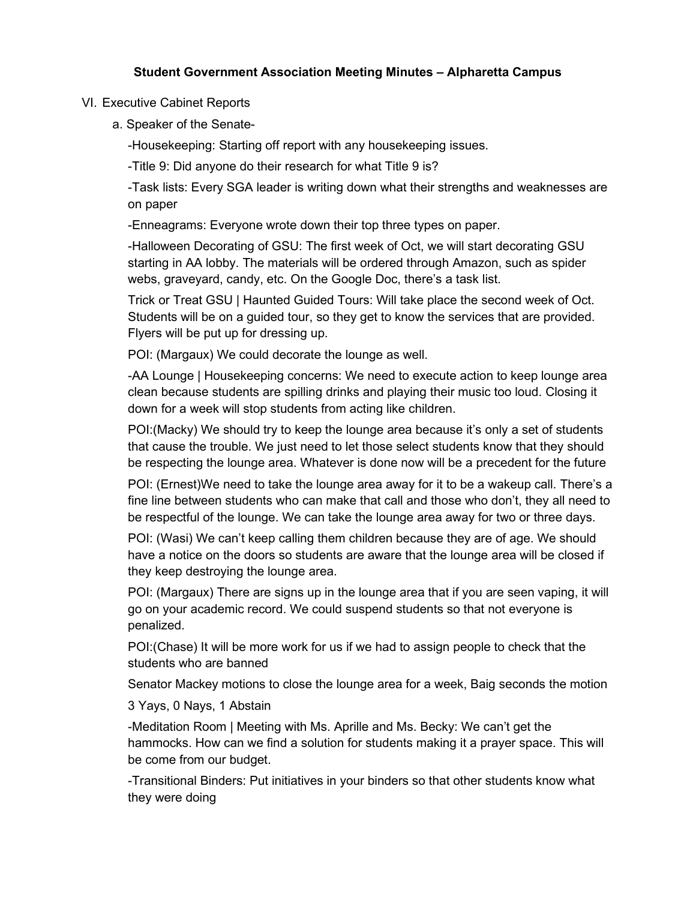**Student Government Association Meeting Minutes – Alpharetta Campus**

VI. Executive Cabinet Reports

a. Speaker of the Senate-

-Housekeeping: Starting off report with any housekeeping issues.

-Title 9: Did anyone do their research for what Title 9 is?

-Task lists: Every SGA leader is writing down what their strengths and weaknesses are on paper

-Enneagrams: Everyone wrote down their top three types on paper.

-Halloween Decorating of GSU: The first week of Oct, we will start decorating GSU starting in AA lobby. The materials will be ordered through Amazon, such as spider webs, graveyard, candy, etc. On the Google Doc, there's a task list.

Trick or Treat GSU | Haunted Guided Tours: Will take place the second week of Oct. Students will be on a guided tour, so they get to know the services that are provided. Flyers will be put up for dressing up.

POI: (Margaux) We could decorate the lounge as well.

-AA Lounge | Housekeeping concerns: We need to execute action to keep lounge area clean because students are spilling drinks and playing their music too loud. Closing it down for a week will stop students from acting like children.

POI:(Macky) We should try to keep the lounge area because it's only a set of students that cause the trouble. We just need to let those select students know that they should be respecting the lounge area. Whatever is done now will be a precedent for the future

POI: (Ernest)We need to take the lounge area away for it to be a wakeup call. There's a fine line between students who can make that call and those who don't, they all need to be respectful of the lounge. We can take the lounge area away for two or three days.

POI: (Wasi) We can't keep calling them children because they are of age. We should have a notice on the doors so students are aware that the lounge area will be closed if they keep destroying the lounge area.

POI: (Margaux) There are signs up in the lounge area that if you are seen vaping, it will go on your academic record. We could suspend students so that not everyone is penalized.

POI:(Chase) It will be more work for us if we had to assign people to check that the students who are banned

Senator Mackey motions to close the lounge area for a week, Baig seconds the motion

3 Yays, 0 Nays, 1 Abstain

-Meditation Room | Meeting with Ms. Aprille and Ms. Becky: We can't get the hammocks. How can we find a solution for students making it a prayer space. This will be come from our budget.

-Transitional Binders: Put initiatives in your binders so that other students know what they were doing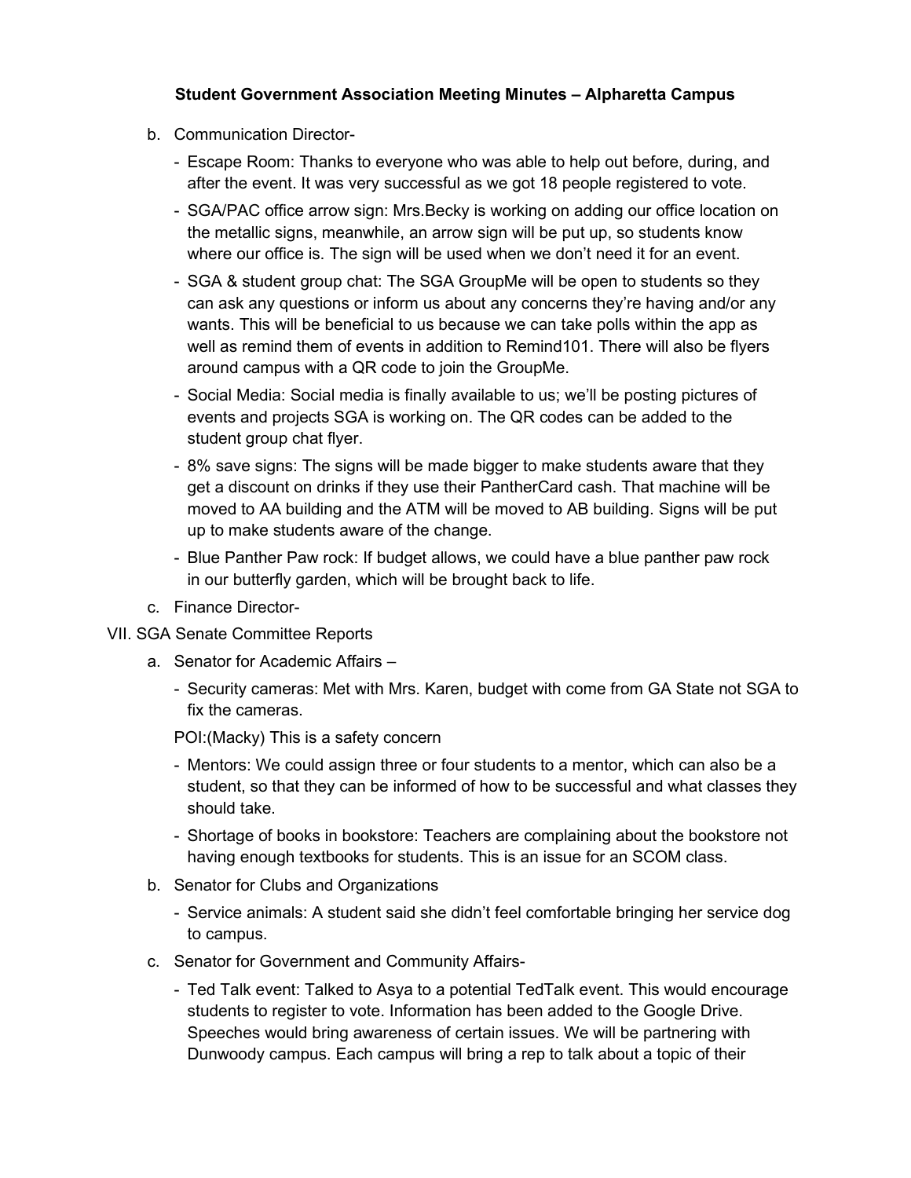**Student Government Association Meeting Minutes – Alpharetta Campus**

b. Communication Director-
   - Escape Room: Thanks to everyone who was able to help out before, during, and after the event. It was very successful as we got 18 people registered to vote.
   - SGA/PAC office arrow sign: Mrs.Becky is working on adding our office location on the metallic signs, meanwhile, an arrow sign will be put up, so students know where our office is. The sign will be used when we don't need it for an event.
   - SGA & student group chat: The SGA GroupMe will be open to students so they can ask any questions or inform us about any concerns they're having and/or any wants. This will be beneficial to us because we can take polls within the app as well as remind them of events in addition to Remind101. There will also be flyers around campus with a QR code to join the GroupMe.
   - Social Media: Social media is finally available to us; we'll be posting pictures of events and projects SGA is working on. The QR codes can be added to the student group chat flyer.
   - 8% save signs: The signs will be made bigger to make students aware that they get a discount on drinks if they use their PantherCard cash. That machine will be moved to AA building and the ATM will be moved to AB building. Signs will be put up to make students aware of the change.
   - Blue Panther Paw rock: If budget allows, we could have a blue panther paw rock in our butterfly garden, which will be brought back to life.

c. Finance Director-

VII. SGA Senate Committee Reports

a. Senator for Academic Affairs –
   - Security cameras: Met with Mrs. Karen, budget with come from GA State not SGA to fix the cameras.

   POI:(Macky) This is a safety concern
   - Mentors: We could assign three or four students to a mentor, which can also be a student, so that they can be informed of how to be successful and what classes they should take.
   - Shortage of books in bookstore: Teachers are complaining about the bookstore not having enough textbooks for students. This is an issue for an SCOM class.

b. Senator for Clubs and Organizations
   - Service animals: A student said she didn't feel comfortable bringing her service dog to campus.

c. Senator for Government and Community Affairs-
   - Ted Talk event: Talked to Asya to a potential TedTalk event. This would encourage students to register to vote. Information has been added to the Google Drive. Speeches would bring awareness of certain issues. We will be partnering with Dunwoody campus. Each campus will bring a rep to talk about a topic of their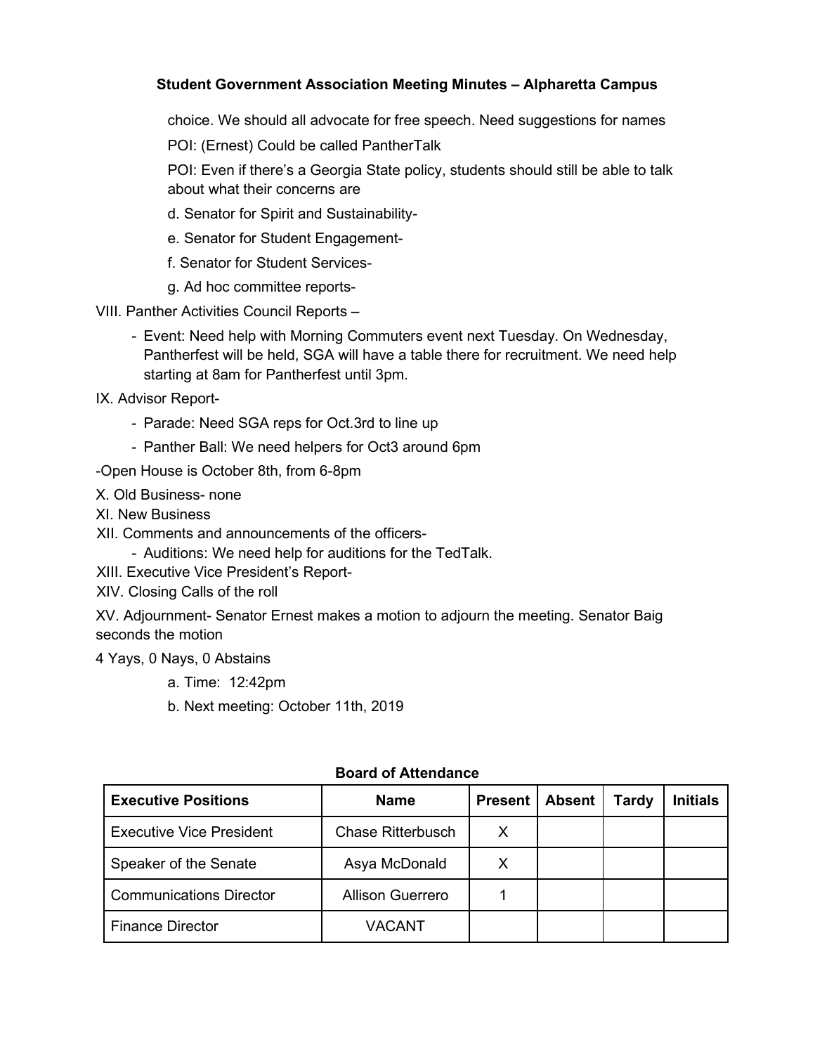**Student Government Association Meeting Minutes – Alpharetta Campus**

choice. We should all advocate for free speech. Need suggestions for names

POI: (Ernest) Could be called PantherTalk

POI: Even if there's a Georgia State policy, students should still be able to talk about what their concerns are

d. Senator for Spirit and Sustainability-

e. Senator for Student Engagement-

f. Senator for Student Services-

g. Ad hoc committee reports-

VIII. Panther Activities Council Reports –

- Event: Need help with Morning Commuters event next Tuesday. On Wednesday, Pantherfest will be held, SGA will have a table there for recruitment. We need help starting at 8am for Pantherfest until 3pm.

IX. Advisor Report-

- Parade: Need SGA reps for Oct.3rd to line up
- Panther Ball: We need helpers for Oct3 around 6pm

-Open House is October 8th, from 6-8pm

X. Old Business- none

XI. New Business

XII. Comments and announcements of the officers-

- Auditions: We need help for auditions for the TedTalk.

XIII. Executive Vice President's Report-

XIV. Closing Calls of the roll

XV. Adjournment- Senator Ernest makes a motion to adjourn the meeting. Senator Baig seconds the motion

4 Yays, 0 Nays, 0 Abstains

a. Time: 12:42pm

b. Next meeting: October 11th, 2019

**Board of Attendance**

| Executive Positions | Name | Present | Absent | Tardy | Initials |
|---|---|---|---|---|---|
| Executive Vice President | Chase Ritterbusch | X | | | |
| Speaker of the Senate | Asya McDonald | X | | | |
| Communications Director | Allison Guerrero | 1 | | | |
| Finance Director | VACANT | | | | |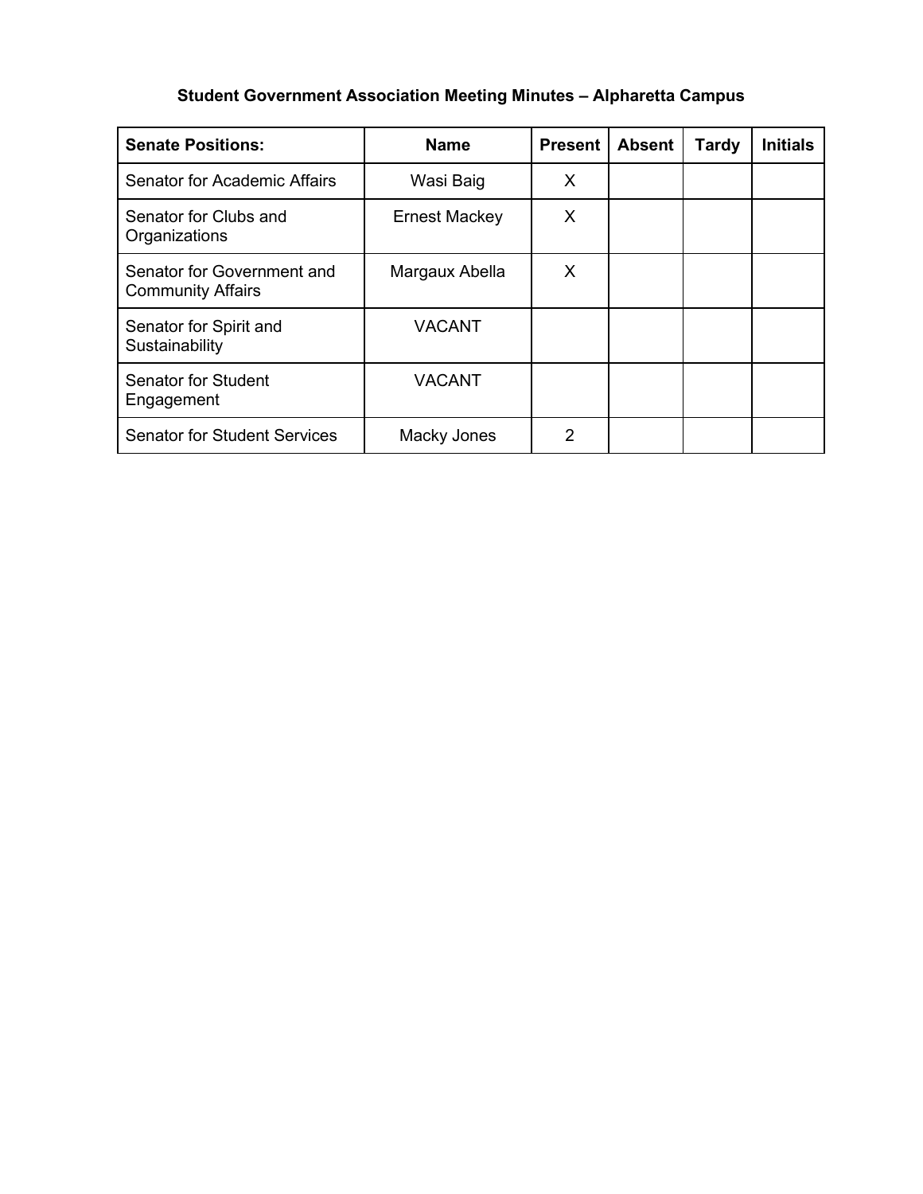**Student Government Association Meeting Minutes – Alpharetta Campus**

| Senate Positions: | Name | Present | Absent | Tardy | Initials |
|---|---|---|---|---|---|
| Senator for Academic Affairs | Wasi Baig | X | | | |
| Senator for Clubs and Organizations | Ernest Mackey | X | | | |
| Senator for Government and Community Affairs | Margaux Abella | X | | | |
| Senator for Spirit and Sustainability | VACANT | | | | |
| Senator for Student Engagement | VACANT | | | | |
| Senator for Student Services | Macky Jones | 2 | | | |